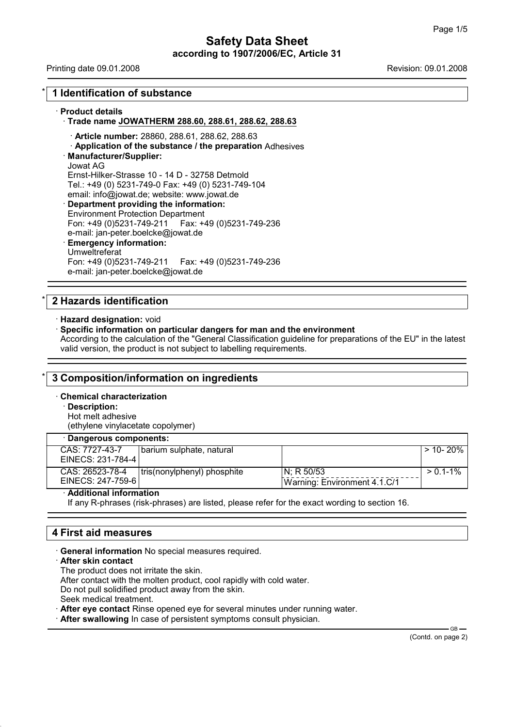# Safety Data Sheet

**according to 1907/2006/EC, Article 31**

Printing date 09.01.2008 Revision: 09.01.2008

## * 1 Identification of substance

· **Product details**

· **Trade name JOWATHERM 288.60, 288.61, 288.62, 288.63**

· **Article number:** 28860, 288.61, 288.62, 288.63

· **Application of the substance / the preparation** Adhesives

· **Manufacturer/Supplier:**
Jowat AG
Ernst-Hilker-Strasse 10 - 14 D - 32758 Detmold
Tel.: +49 (0) 5231-749-0 Fax: +49 (0) 5231-749-104
email: info@jowat.de; website: www.jowat.de

· **Department providing the information:**
Environment Protection Department
Fon: +49 (0)5231-749-211 Fax: +49 (0)5231-749-236
e-mail: jan-peter.boelcke@jowat.de

· **Emergency information:**
Umweltreferat
Fon: +49 (0)5231-749-211 Fax: +49 (0)5231-749-236
e-mail: jan-peter.boelcke@jowat.de

## * 2 Hazards identification

· **Hazard designation:** void

· **Specific information on particular dangers for man and the environment**
According to the calculation of the "General Classification guideline for preparations of the EU" in the latest valid version, the product is not subject to labelling requirements.

## * 3 Composition/information on ingredients

· **Chemical characterization**

· **Description:**
Hot melt adhesive
(ethylene vinylacetate copolymer)

| · **Dangerous components:** | | | |
|---|---|---|---|
| CAS: 7727-43-7<br>EINECS: 231-784-4 | barium sulphate, natural | | > 10- 20% |
| CAS: 26523-78-4<br>EINECS: 247-759-6 | tris(nonylphenyl) phosphite | N; R 50/53<br>Warning: Environment 4.1.C/1 | > 0.1-1% |

· **Additional information**
If any R-phrases (risk-phrases) are listed, please refer for the exact wording to section 16.

## 4 First aid measures

· **General information** No special measures required.

· **After skin contact**
The product does not irritate the skin.
After contact with the molten product, cool rapidly with cold water.
Do not pull solidified product away from the skin.
Seek medical treatment.

· **After eye contact** Rinse opened eye for several minutes under running water.

· **After swallowing** In case of persistent symptoms consult physician.

(Contd. on page 2)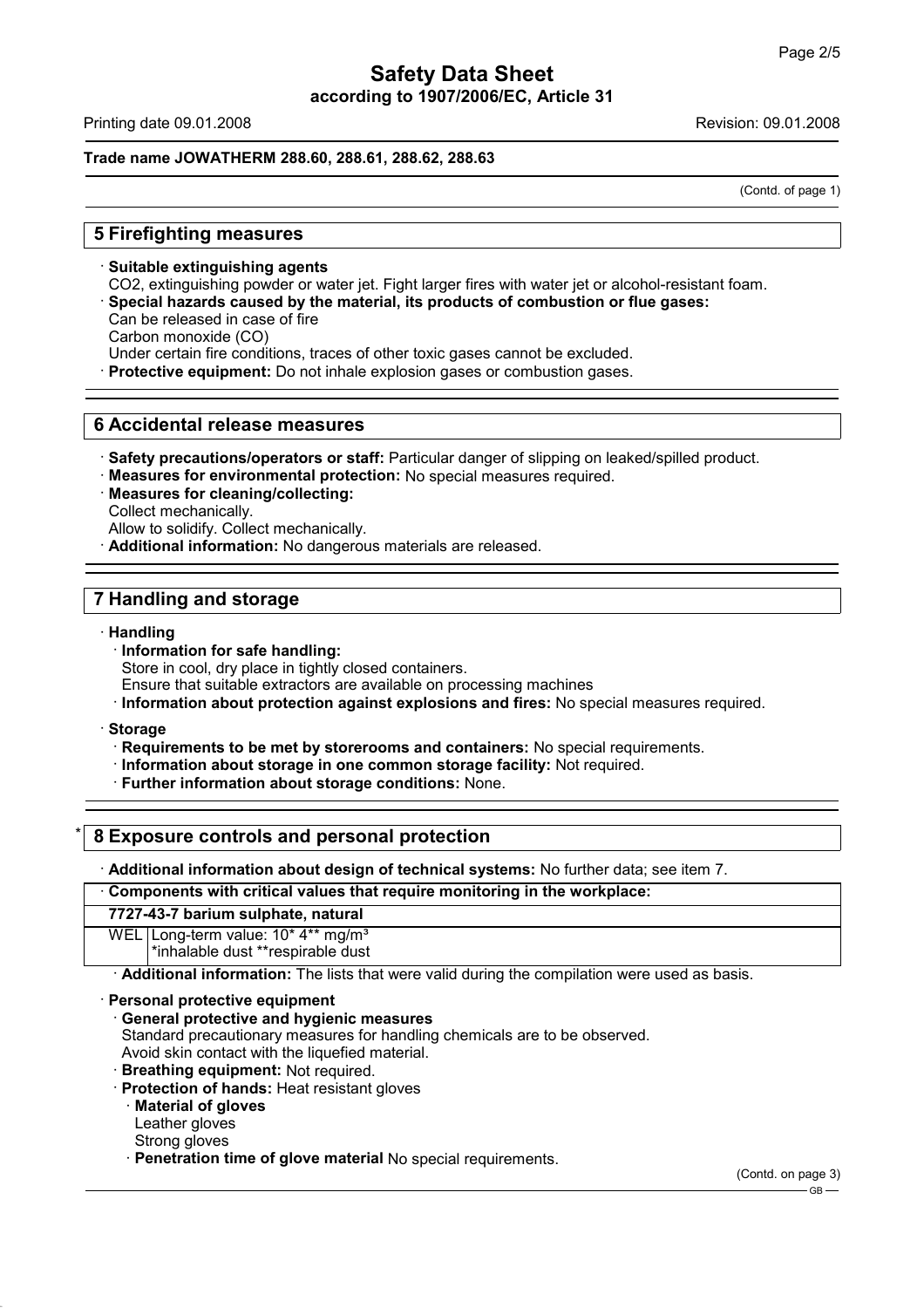## 5 Firefighting measures

· **Suitable extinguishing agents**
CO2, extinguishing powder or water jet. Fight larger fires with water jet or alcohol-resistant foam.
· **Special hazards caused by the material, its products of combustion or flue gases:**
Can be released in case of fire
Carbon monoxide (CO)
Under certain fire conditions, traces of other toxic gases cannot be excluded.
· **Protective equipment:** Do not inhale explosion gases or combustion gases.

## 6 Accidental release measures

· **Safety precautions/operators or staff:** Particular danger of slipping on leaked/spilled product.
· **Measures for environmental protection:** No special measures required.
· **Measures for cleaning/collecting:**
Collect mechanically.
Allow to solidify. Collect mechanically.
· **Additional information:** No dangerous materials are released.

## 7 Handling and storage

· **Handling**
· **Information for safe handling:**
Store in cool, dry place in tightly closed containers.
Ensure that suitable extractors are available on processing machines
· **Information about protection against explosions and fires:** No special measures required.

· **Storage**
· **Requirements to be met by storerooms and containers:** No special requirements.
· **Information about storage in one common storage facility:** Not required.
· **Further information about storage conditions:** None.

## * 8 Exposure controls and personal protection

· **Additional information about design of technical systems:** No further data; see item 7.

| · Components with critical values that require monitoring in the workplace: | |
|---|---|
| **7727-43-7 barium sulphate, natural** | |
| WEL | Long-term value: 10* 4** mg/m³<br>*inhalable dust **respirable dust |

· **Additional information:** The lists that were valid during the compilation were used as basis.

· **Personal protective equipment**
· **General protective and hygienic measures**
Standard precautionary measures for handling chemicals are to be observed.
Avoid skin contact with the liquefied material.
· **Breathing equipment:** Not required.
· **Protection of hands:** Heat resistant gloves
· **Material of gloves**
Leather gloves
Strong gloves
· **Penetration time of glove material** No special requirements.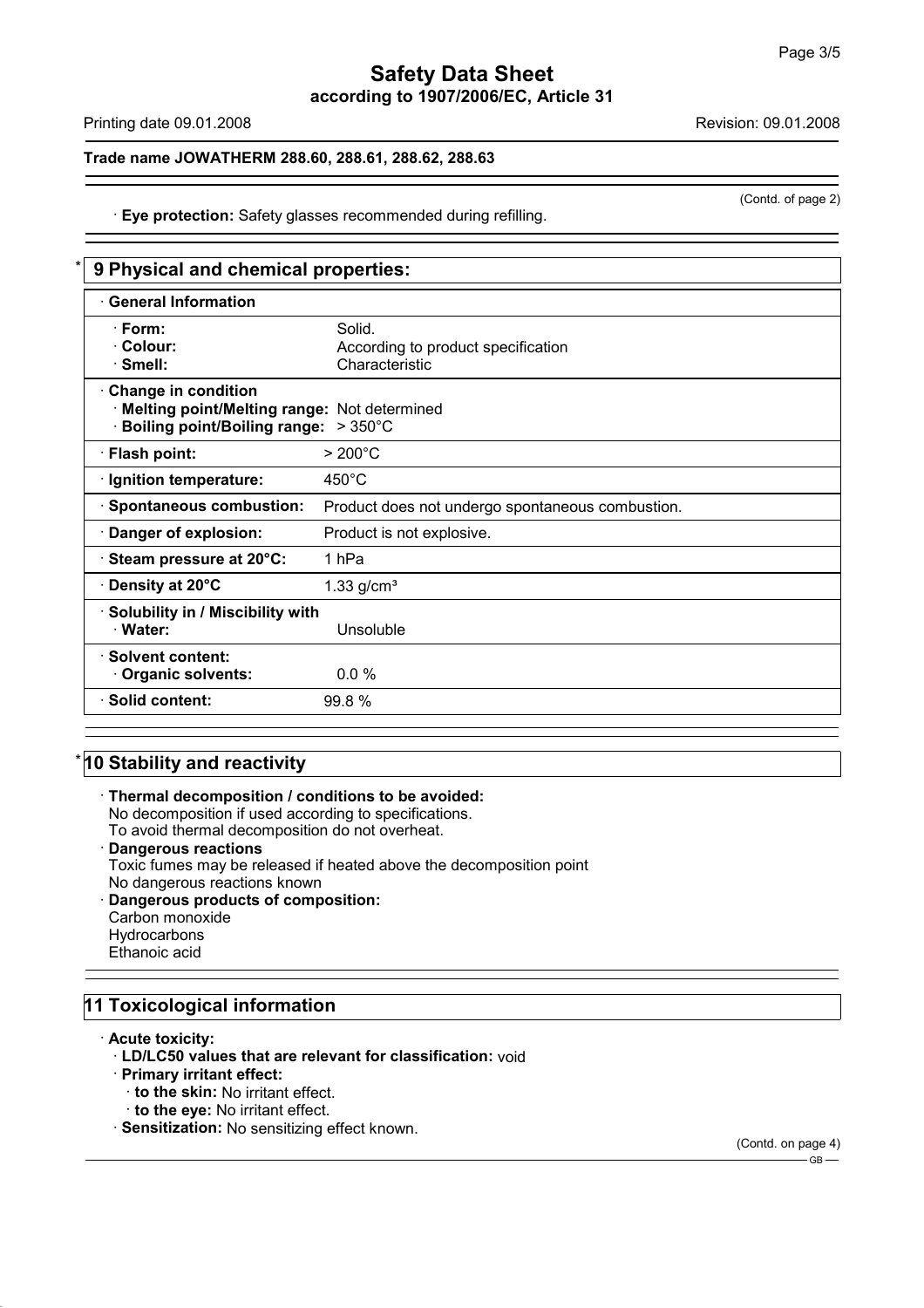(Contd. of page 2)

· **Eye protection:** Safety glasses recommended during refilling.

## * 9 Physical and chemical properties:

| · **General Information** | |
|---|---|
| · **Form:** | Solid. |
| · **Colour:** | According to product specification |
| · **Smell:** | Characteristic |
| · **Change in condition** | |
| · **Melting point/Melting range:** | Not determined |
| · **Boiling point/Boiling range:** | > 350°C |
| · **Flash point:** | > 200°C |
| · **Ignition temperature:** | 450°C |
| · **Spontaneous combustion:** | Product does not undergo spontaneous combustion. |
| · **Danger of explosion:** | Product is not explosive. |
| · **Steam pressure at 20°C:** | 1 hPa |
| · **Density at 20°C** | 1.33 g/cm³ |
| · **Solubility in / Miscibility with** | |
| · **Water:** | Unsoluble |
| · **Solvent content:** | |
| · **Organic solvents:** | 0.0 % |
| · **Solid content:** | 99.8 % |

## * 10 Stability and reactivity

· **Thermal decomposition / conditions to be avoided:**
No decomposition if used according to specifications.
To avoid thermal decomposition do not overheat.

· **Dangerous reactions**
Toxic fumes may be released if heated above the decomposition point
No dangerous reactions known

· **Dangerous products of composition:**
Carbon monoxide
Hydrocarbons
Ethanoic acid

## 11 Toxicological information

· **Acute toxicity:**
- · **LD/LC50 values that are relevant for classification:** void
- · **Primary irritant effect:**
  - · **to the skin:** No irritant effect.
  - · **to the eye:** No irritant effect.
- · **Sensitization:** No sensitizing effect known.

(Contd. on page 4)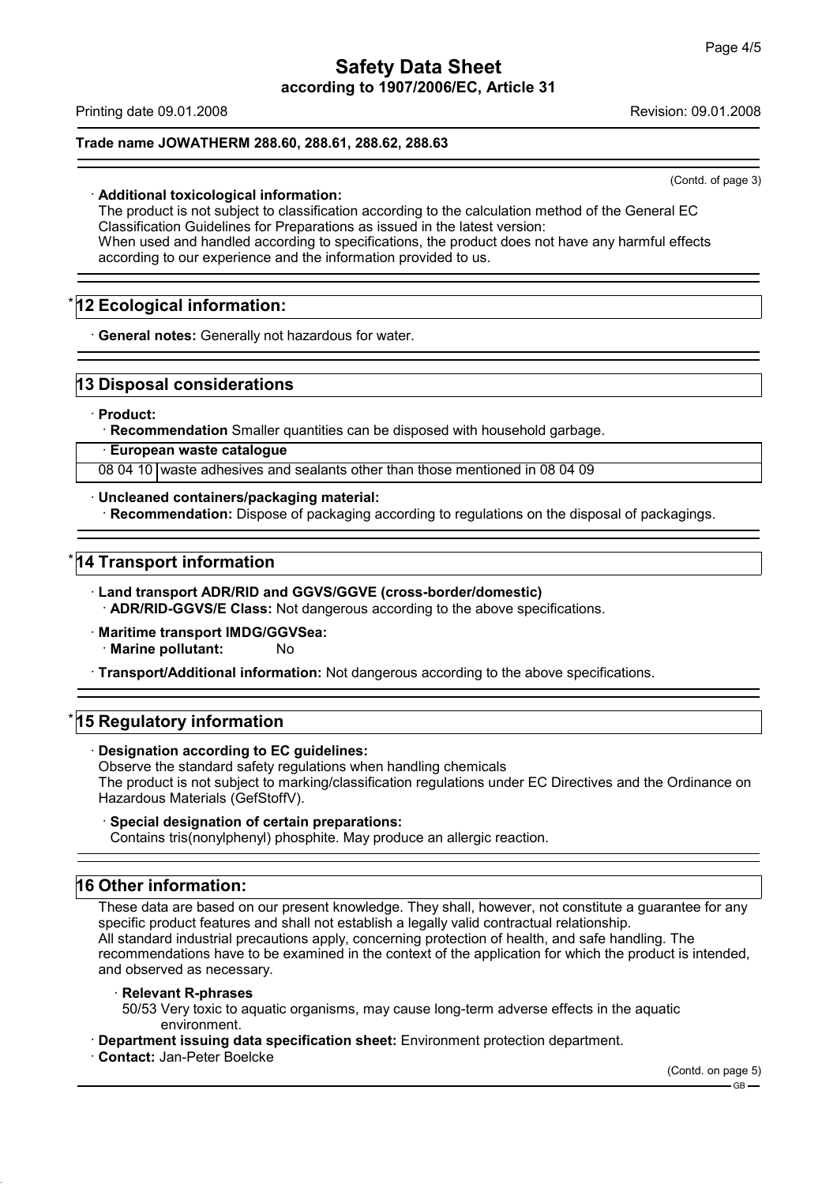(Contd. of page 3)

· **Additional toxicological information:**
The product is not subject to classification according to the calculation method of the General EC Classification Guidelines for Preparations as issued in the latest version:
When used and handled according to specifications, the product does not have any harmful effects according to our experience and the information provided to us.

## * 12 Ecological information:

· **General notes:** Generally not hazardous for water.

## 13 Disposal considerations

· **Product:**
· **Recommendation** Smaller quantities can be disposed with household garbage.

| · **European waste catalogue** | |
|---|---|
| 08 04 10 | waste adhesives and sealants other than those mentioned in 08 04 09 |

· **Uncleaned containers/packaging material:**
· **Recommendation:** Dispose of packaging according to regulations on the disposal of packagings.

## * 14 Transport information

· **Land transport ADR/RID and GGVS/GGVE (cross-border/domestic)**
· **ADR/RID-GGVS/E Class:** Not dangerous according to the above specifications.

· **Maritime transport IMDG/GGVSea:**
· **Marine pollutant:** No

· **Transport/Additional information:** Not dangerous according to the above specifications.

## * 15 Regulatory information

· **Designation according to EC guidelines:**
Observe the standard safety regulations when handling chemicals
The product is not subject to marking/classification regulations under EC Directives and the Ordinance on Hazardous Materials (GefStoffV).

· **Special designation of certain preparations:**
Contains tris(nonylphenyl) phosphite. May produce an allergic reaction.

## 16 Other information:

These data are based on our present knowledge. They shall, however, not constitute a guarantee for any specific product features and shall not establish a legally valid contractual relationship.
All standard industrial precautions apply, concerning protection of health, and safe handling. The recommendations have to be examined in the context of the application for which the product is intended, and observed as necessary.

· **Relevant R-phrases**
50/53 Very toxic to aquatic organisms, may cause long-term adverse effects in the aquatic environment.

· **Department issuing data specification sheet:** Environment protection department.
· **Contact:** Jan-Peter Boelcke

(Contd. on page 5)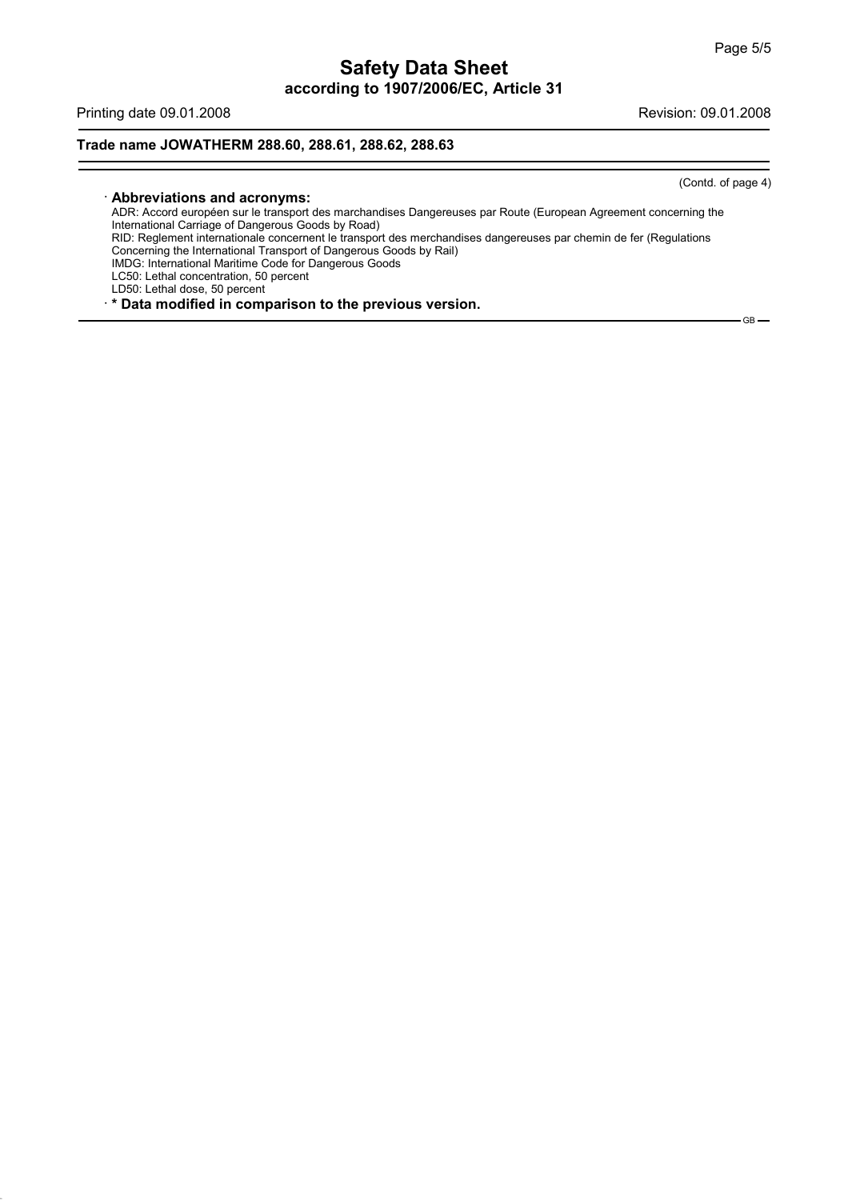(Contd. of page 4)

· **Abbreviations and acronyms:**
ADR: Accord européen sur le transport des marchandises Dangereuses par Route (European Agreement concerning the International Carriage of Dangerous Goods by Road)
RID: Reglement internationale concernent le transport des merchandises dangereuses par chemin de fer (Regulations Concerning the International Transport of Dangerous Goods by Rail)
IMDG: International Maritime Code for Dangerous Goods
LC50: Lethal concentration, 50 percent
LD50: Lethal dose, 50 percent

· **\* Data modified in comparison to the previous version.**

GB